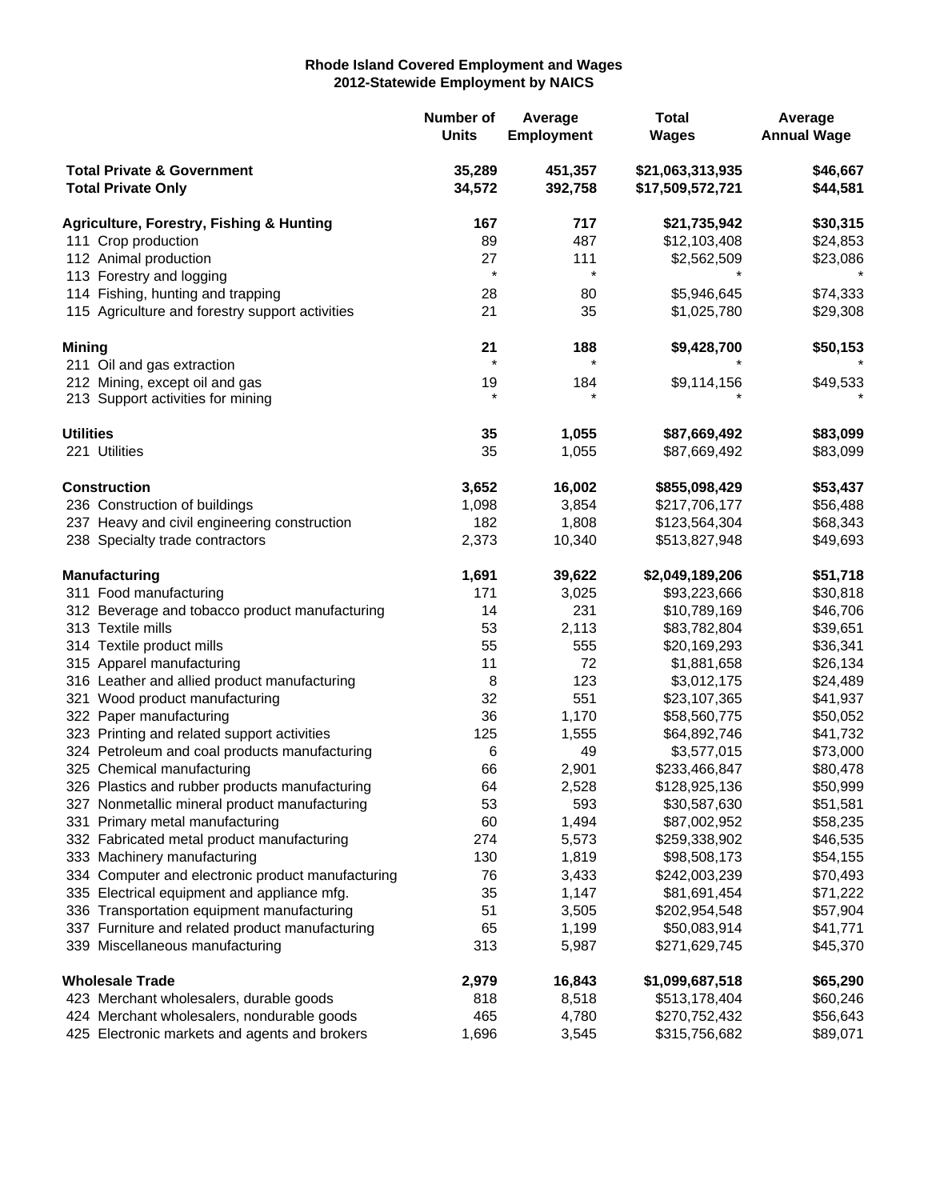# Rhode Island Covered Employment and Wages
## 2012-Statewide Employment by NAICS

| | Number of Units | Average Employment | Total Wages | Average Annual Wage |
|---|---|---|---|---|
| **Total Private & Government** | **35,289** | **451,357** | **$21,063,313,935** | **$46,667** |
| **Total Private Only** | **34,572** | **392,758** | **$17,509,572,721** | **$44,581** |
| | | | | |
| **Agriculture, Forestry, Fishing & Hunting** | **167** | **717** | **$21,735,942** | **$30,315** |
| 111 Crop production | 89 | 487 | $12,103,408 | $24,853 |
| 112 Animal production | 27 | 111 | $2,562,509 | $23,086 |
| 113 Forestry and logging | * | * | * | * |
| 114 Fishing, hunting and trapping | 28 | 80 | $5,946,645 | $74,333 |
| 115 Agriculture and forestry support activities | 21 | 35 | $1,025,780 | $29,308 |
| | | | | |
| **Mining** | **21** | **188** | **$9,428,700** | **$50,153** |
| 211 Oil and gas extraction | * | * | * | * |
| 212 Mining, except oil and gas | 19 | 184 | $9,114,156 | $49,533 |
| 213 Support activities for mining | * | * | * | * |
| | | | | |
| **Utilities** | **35** | **1,055** | **$87,669,492** | **$83,099** |
| 221 Utilities | 35 | 1,055 | $87,669,492 | $83,099 |
| | | | | |
| **Construction** | **3,652** | **16,002** | **$855,098,429** | **$53,437** |
| 236 Construction of buildings | 1,098 | 3,854 | $217,706,177 | $56,488 |
| 237 Heavy and civil engineering construction | 182 | 1,808 | $123,564,304 | $68,343 |
| 238 Specialty trade contractors | 2,373 | 10,340 | $513,827,948 | $49,693 |
| | | | | |
| **Manufacturing** | **1,691** | **39,622** | **$2,049,189,206** | **$51,718** |
| 311 Food manufacturing | 171 | 3,025 | $93,223,666 | $30,818 |
| 312 Beverage and tobacco product manufacturing | 14 | 231 | $10,789,169 | $46,706 |
| 313 Textile mills | 53 | 2,113 | $83,782,804 | $39,651 |
| 314 Textile product mills | 55 | 555 | $20,169,293 | $36,341 |
| 315 Apparel manufacturing | 11 | 72 | $1,881,658 | $26,134 |
| 316 Leather and allied product manufacturing | 8 | 123 | $3,012,175 | $24,489 |
| 321 Wood product manufacturing | 32 | 551 | $23,107,365 | $41,937 |
| 322 Paper manufacturing | 36 | 1,170 | $58,560,775 | $50,052 |
| 323 Printing and related support activities | 125 | 1,555 | $64,892,746 | $41,732 |
| 324 Petroleum and coal products manufacturing | 6 | 49 | $3,577,015 | $73,000 |
| 325 Chemical manufacturing | 66 | 2,901 | $233,466,847 | $80,478 |
| 326 Plastics and rubber products manufacturing | 64 | 2,528 | $128,925,136 | $50,999 |
| 327 Nonmetallic mineral product manufacturing | 53 | 593 | $30,587,630 | $51,581 |
| 331 Primary metal manufacturing | 60 | 1,494 | $87,002,952 | $58,235 |
| 332 Fabricated metal product manufacturing | 274 | 5,573 | $259,338,902 | $46,535 |
| 333 Machinery manufacturing | 130 | 1,819 | $98,508,173 | $54,155 |
| 334 Computer and electronic product manufacturing | 76 | 3,433 | $242,003,239 | $70,493 |
| 335 Electrical equipment and appliance mfg. | 35 | 1,147 | $81,691,454 | $71,222 |
| 336 Transportation equipment manufacturing | 51 | 3,505 | $202,954,548 | $57,904 |
| 337 Furniture and related product manufacturing | 65 | 1,199 | $50,083,914 | $41,771 |
| 339 Miscellaneous manufacturing | 313 | 5,987 | $271,629,745 | $45,370 |
| | | | | |
| **Wholesale Trade** | **2,979** | **16,843** | **$1,099,687,518** | **$65,290** |
| 423 Merchant wholesalers, durable goods | 818 | 8,518 | $513,178,404 | $60,246 |
| 424 Merchant wholesalers, nondurable goods | 465 | 4,780 | $270,752,432 | $56,643 |
| 425 Electronic markets and agents and brokers | 1,696 | 3,545 | $315,756,682 | $89,071 |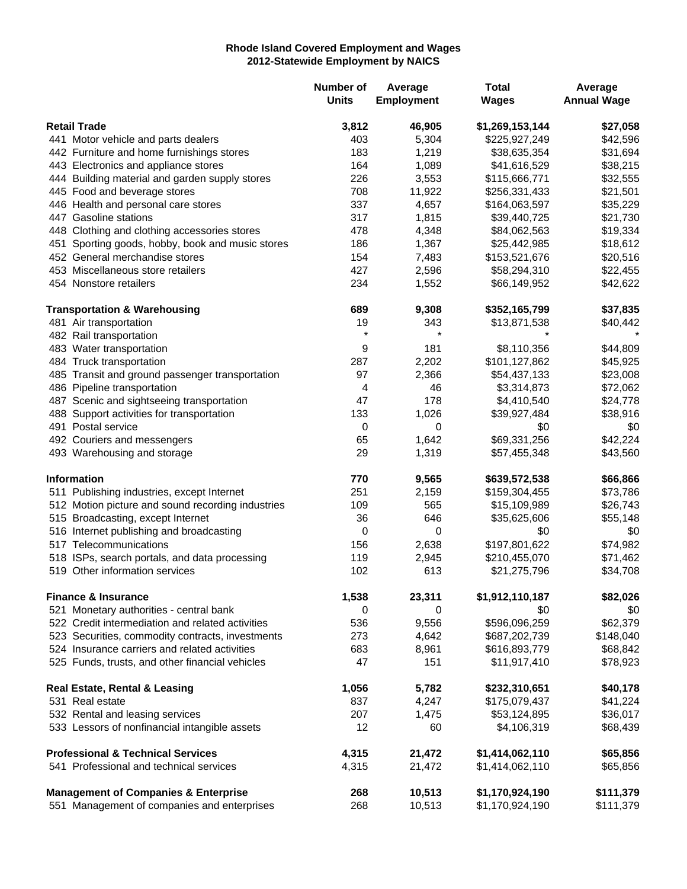**Rhode Island Covered Employment and Wages**
**2012-Statewide Employment by NAICS**

| | Number of Units | Average Employment | Total Wages | Average Annual Wage |
|---|---|---|---|---|
| **Retail Trade** | **3,812** | **46,905** | **$1,269,153,144** | **$27,058** |
| 441 Motor vehicle and parts dealers | 403 | 5,304 | $225,927,249 | $42,596 |
| 442 Furniture and home furnishings stores | 183 | 1,219 | $38,635,354 | $31,694 |
| 443 Electronics and appliance stores | 164 | 1,089 | $41,616,529 | $38,215 |
| 444 Building material and garden supply stores | 226 | 3,553 | $115,666,771 | $32,555 |
| 445 Food and beverage stores | 708 | 11,922 | $256,331,433 | $21,501 |
| 446 Health and personal care stores | 337 | 4,657 | $164,063,597 | $35,229 |
| 447 Gasoline stations | 317 | 1,815 | $39,440,725 | $21,730 |
| 448 Clothing and clothing accessories stores | 478 | 4,348 | $84,062,563 | $19,334 |
| 451 Sporting goods, hobby, book and music stores | 186 | 1,367 | $25,442,985 | $18,612 |
| 452 General merchandise stores | 154 | 7,483 | $153,521,676 | $20,516 |
| 453 Miscellaneous store retailers | 427 | 2,596 | $58,294,310 | $22,455 |
| 454 Nonstore retailers | 234 | 1,552 | $66,149,952 | $42,622 |
| **Transportation & Warehousing** | **689** | **9,308** | **$352,165,799** | **$37,835** |
| 481 Air transportation | 19 | 343 | $13,871,538 | $40,442 |
| 482 Rail transportation | * | * | * | * |
| 483 Water transportation | 9 | 181 | $8,110,356 | $44,809 |
| 484 Truck transportation | 287 | 2,202 | $101,127,862 | $45,925 |
| 485 Transit and ground passenger transportation | 97 | 2,366 | $54,437,133 | $23,008 |
| 486 Pipeline transportation | 4 | 46 | $3,314,873 | $72,062 |
| 487 Scenic and sightseeing transportation | 47 | 178 | $4,410,540 | $24,778 |
| 488 Support activities for transportation | 133 | 1,026 | $39,927,484 | $38,916 |
| 491 Postal service | 0 | 0 | $0 | $0 |
| 492 Couriers and messengers | 65 | 1,642 | $69,331,256 | $42,224 |
| 493 Warehousing and storage | 29 | 1,319 | $57,455,348 | $43,560 |
| **Information** | **770** | **9,565** | **$639,572,538** | **$66,866** |
| 511 Publishing industries, except Internet | 251 | 2,159 | $159,304,455 | $73,786 |
| 512 Motion picture and sound recording industries | 109 | 565 | $15,109,989 | $26,743 |
| 515 Broadcasting, except Internet | 36 | 646 | $35,625,606 | $55,148 |
| 516 Internet publishing and broadcasting | 0 | 0 | $0 | $0 |
| 517 Telecommunications | 156 | 2,638 | $197,801,622 | $74,982 |
| 518 ISPs, search portals, and data processing | 119 | 2,945 | $210,455,070 | $71,462 |
| 519 Other information services | 102 | 613 | $21,275,796 | $34,708 |
| **Finance & Insurance** | **1,538** | **23,311** | **$1,912,110,187** | **$82,026** |
| 521 Monetary authorities - central bank | 0 | 0 | $0 | $0 |
| 522 Credit intermediation and related activities | 536 | 9,556 | $596,096,259 | $62,379 |
| 523 Securities, commodity contracts, investments | 273 | 4,642 | $687,202,739 | $148,040 |
| 524 Insurance carriers and related activities | 683 | 8,961 | $616,893,779 | $68,842 |
| 525 Funds, trusts, and other financial vehicles | 47 | 151 | $11,917,410 | $78,923 |
| **Real Estate, Rental & Leasing** | **1,056** | **5,782** | **$232,310,651** | **$40,178** |
| 531 Real estate | 837 | 4,247 | $175,079,437 | $41,224 |
| 532 Rental and leasing services | 207 | 1,475 | $53,124,895 | $36,017 |
| 533 Lessors of nonfinancial intangible assets | 12 | 60 | $4,106,319 | $68,439 |
| **Professional & Technical Services** | **4,315** | **21,472** | **$1,414,062,110** | **$65,856** |
| 541 Professional and technical services | 4,315 | 21,472 | $1,414,062,110 | $65,856 |
| **Management of Companies & Enterprise** | **268** | **10,513** | **$1,170,924,190** | **$111,379** |
| 551 Management of companies and enterprises | 268 | 10,513 | $1,170,924,190 | $111,379 |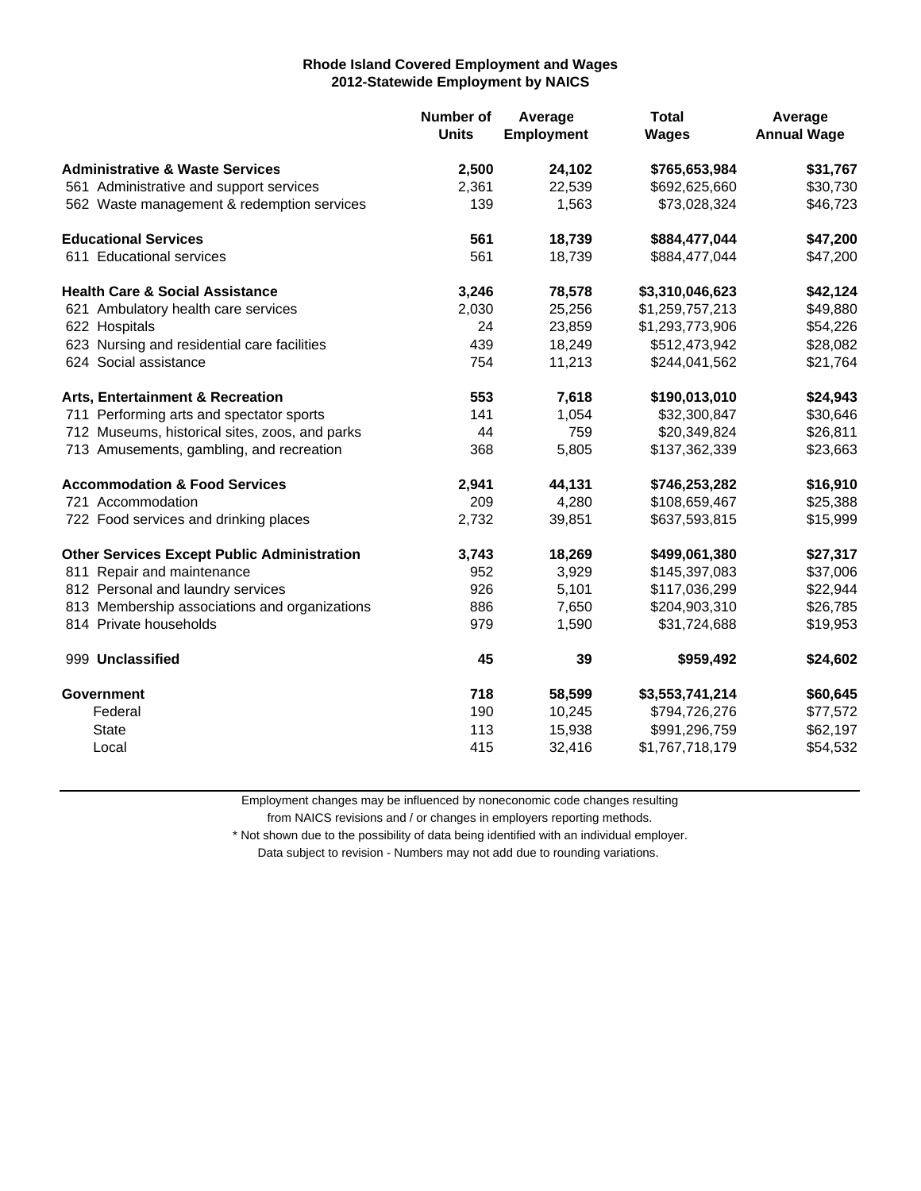**Rhode Island Covered Employment and Wages**
**2012-Statewide Employment by NAICS**

| | Number of Units | Average Employment | Total Wages | Average Annual Wage |
|---|---|---|---|---|
| **Administrative & Waste Services** | **2,500** | **24,102** | **$765,653,984** | **$31,767** |
| 561 Administrative and support services | 2,361 | 22,539 | $692,625,660 | $30,730 |
| 562 Waste management & redemption services | 139 | 1,563 | $73,028,324 | $46,723 |
| **Educational Services** | **561** | **18,739** | **$884,477,044** | **$47,200** |
| 611 Educational services | 561 | 18,739 | $884,477,044 | $47,200 |
| **Health Care & Social Assistance** | **3,246** | **78,578** | **$3,310,046,623** | **$42,124** |
| 621 Ambulatory health care services | 2,030 | 25,256 | $1,259,757,213 | $49,880 |
| 622 Hospitals | 24 | 23,859 | $1,293,773,906 | $54,226 |
| 623 Nursing and residential care facilities | 439 | 18,249 | $512,473,942 | $28,082 |
| 624 Social assistance | 754 | 11,213 | $244,041,562 | $21,764 |
| **Arts, Entertainment & Recreation** | **553** | **7,618** | **$190,013,010** | **$24,943** |
| 711 Performing arts and spectator sports | 141 | 1,054 | $32,300,847 | $30,646 |
| 712 Museums, historical sites, zoos, and parks | 44 | 759 | $20,349,824 | $26,811 |
| 713 Amusements, gambling, and recreation | 368 | 5,805 | $137,362,339 | $23,663 |
| **Accommodation & Food Services** | **2,941** | **44,131** | **$746,253,282** | **$16,910** |
| 721 Accommodation | 209 | 4,280 | $108,659,467 | $25,388 |
| 722 Food services and drinking places | 2,732 | 39,851 | $637,593,815 | $15,999 |
| **Other Services Except Public Administration** | **3,743** | **18,269** | **$499,061,380** | **$27,317** |
| 811 Repair and maintenance | 952 | 3,929 | $145,397,083 | $37,006 |
| 812 Personal and laundry services | 926 | 5,101 | $117,036,299 | $22,944 |
| 813 Membership associations and organizations | 886 | 7,650 | $204,903,310 | $26,785 |
| 814 Private households | 979 | 1,590 | $31,724,688 | $19,953 |
| 999 **Unclassified** | **45** | **39** | **$959,492** | **$24,602** |
| **Government** | **718** | **58,599** | **$3,553,741,214** | **$60,645** |
| Federal | 190 | 10,245 | $794,726,276 | $77,572 |
| State | 113 | 15,938 | $991,296,759 | $62,197 |
| Local | 415 | 32,416 | $1,767,718,179 | $54,532 |

Employment changes may be influenced by noneconomic code changes resulting from NAICS revisions and / or changes in employers reporting methods.

* Not shown due to the possibility of data being identified with an individual employer.

Data subject to revision - Numbers may not add due to rounding variations.